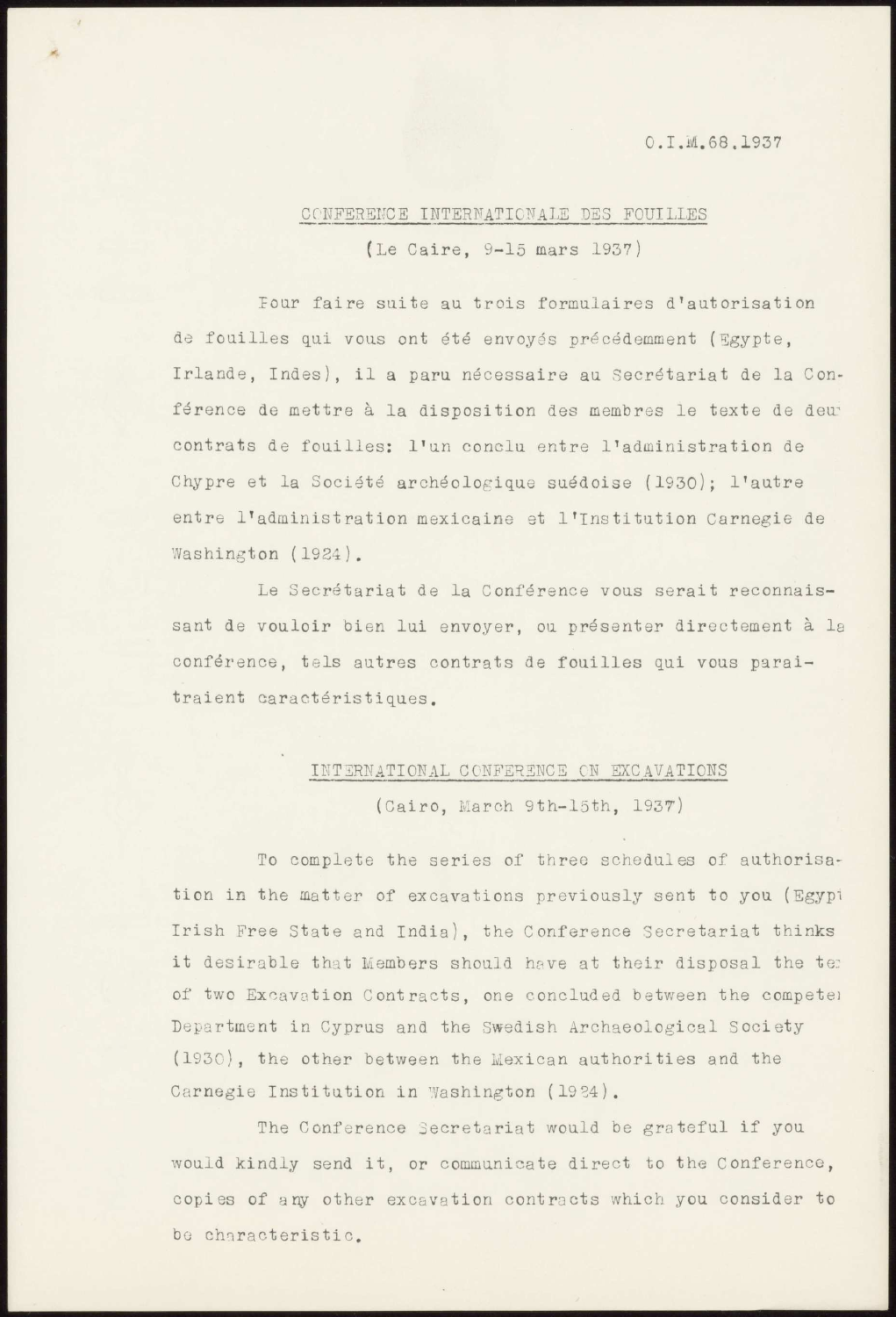O.I.M.68.1937

## CONFERENCE INTERNATIONALE DES FOUILLES

(Le Caire, 9-15 mars 1937)

Pour faire suite au trois formulaires d'autorisation de fouilles qui vous ont été envoyés précédemment (Egypte, Irlande, Indes), il a paru nécessaire au Secrétariat de la Conférence de mettre à la disposition des membres le texte de deux contrats de fouilles: l'un conclu entre l'administration de Chypre et la Société archéologique suédoise (1930); l'autre entre l'administration mexicaine et l'Institution Carnegie de Washington (1924).

Le Secrétariat de la Conférence vous serait reconnaissant de vouloir bien lui envoyer, ou présenter directement à la conférence, tels autres contrats de fouilles qui vous paraitraient caractéristiques.

## INTERNATIONAL CONFERENCE ON EXCAVATIONS

(Cairo, March 9th-15th, 1937)

To complete the series of three schedules of authorisation in the matter of excavations previously sent to you (Egypt, Irish Free State and India), the Conference Secretariat thinks it desirable that Members should have at their disposal the text of two Excavation Contracts, one concluded between the competent Department in Cyprus and the Swedish Archaeological Society (1930), the other between the Mexican authorities and the Carnegie Institution in Washington (1924).

The Conference Secretariat would be grateful if you would kindly send it, or communicate direct to the Conference, copies of any other excavation contracts which you consider to be characteristic.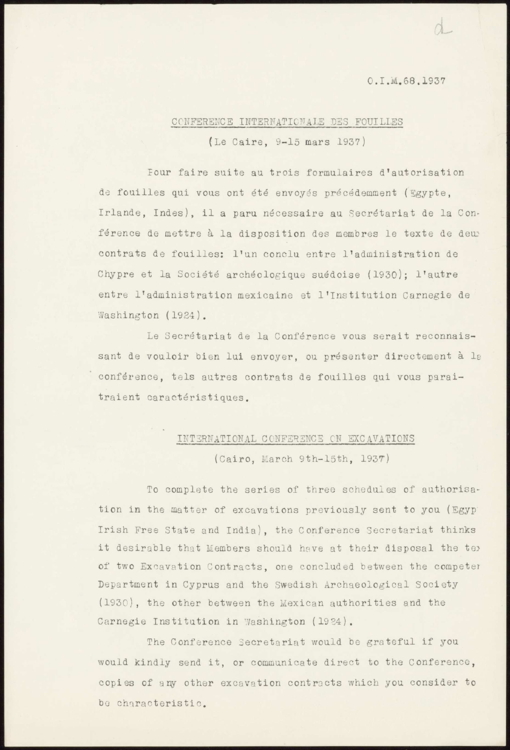O.I.M.68.1937

## CONFERENCE INTERNATIONALE DES FOUILLES

(Le Caire, 9-15 mars 1937)

Pour faire suite au trois formulaires d'autorisation de fouilles qui vous ont été envoyés précédemment (Egypte, Irlande, Indes), il a paru nécessaire au Secrétariat de la Conférence de mettre à la disposition des membres le texte de deux contrats de fouilles: l'un conclu entre l'administration de Chypre et la Société archéologique suédoise (1930); l'autre entre l'administration mexicaine et l'Institution Carnegie de Washington (1924).

Le Secrétariat de la Conférence vous serait reconnaissant de vouloir bien lui envoyer, ou présenter directement à la conférence, tels autres contrats de fouilles qui vous paraitraient caractéristiques.

## INTERNATIONAL CONFERENCE ON EXCAVATIONS

(Cairo, March 9th-15th, 1937)

To complete the series of three schedules of authorisation in the matter of excavations previously sent to you (Egyp Irish Free State and India), the Conference Secretariat thinks it desirable that Members should have at their disposal the tex of two Excavation Contracts, one concluded between the competer Department in Cyprus and the Swedish Archaeological Society (1930), the other between the Mexican authorities and the Carnegie Institution in Washington (1924).

The Conference Secretariat would be grateful if you would kindly send it, or communicate direct to the Conference, copies of any other excavation contracts which you consider to be characteristic.